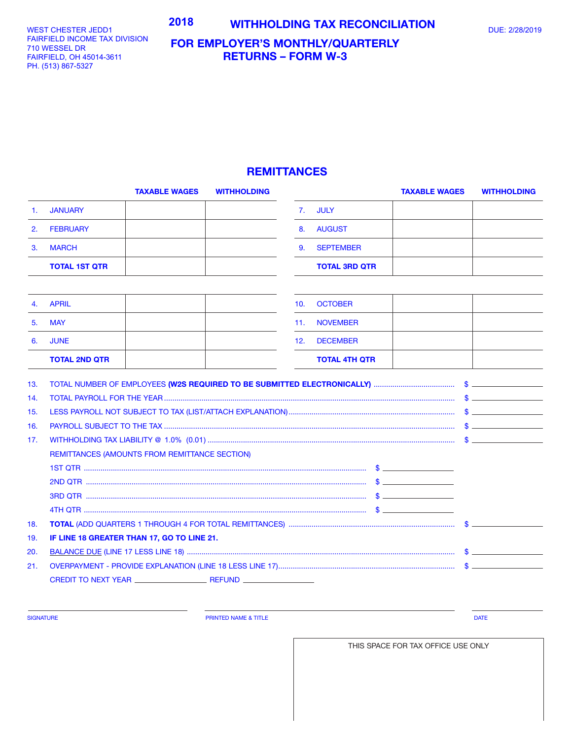WEST CHESTER JEDD1
FAIRFIELD INCOME TAX DIVISION
710 WESSEL DR
FAIRFIELD, OH 45014-3611
PH. (513) 867-5327

# 2018 WITHHOLDING TAX RECONCILIATION

# FOR EMPLOYER'S MONTHLY/QUARTERLY RETURNS – FORM W-3

DUE: 2/28/2019

## REMITTANCES

| | | TAXABLE WAGES | WITHHOLDING |
|---|---|---|---|
| 1. | JANUARY | | |
| 2. | FEBRUARY | | |
| 3. | MARCH | | |
| | **TOTAL 1ST QTR** | | |
| 4. | APRIL | | |
| 5. | MAY | | |
| 6. | JUNE | | |
| | **TOTAL 2ND QTR** | | |

| | | TAXABLE WAGES | WITHHOLDING |
|---|---|---|---|
| 7. | JULY | | |
| 8. | AUGUST | | |
| 9. | SEPTEMBER | | |
| | **TOTAL 3RD QTR** | | |
| 10. | OCTOBER | | |
| 11. | NOVEMBER | | |
| 12. | DECEMBER | | |
| | **TOTAL 4TH QTR** | | |

13. TOTAL NUMBER OF EMPLOYEES **(W2S REQUIRED TO BE SUBMITTED ELECTRONICALLY)** ........ $ ________
14. TOTAL PAYROLL FOR THE YEAR ........ $ ________
15. LESS PAYROLL NOT SUBJECT TO TAX (LIST/ATTACH EXPLANATION) ........ $ ________
16. PAYROLL SUBJECT TO THE TAX ........ $ ________
17. WITHHOLDING TAX LIABILITY @ 1.0% (0.01) ........ $ ________

REMITTANCES (AMOUNTS FROM REMITTANCE SECTION)

1ST QTR ........ $ ________

2ND QTR ........ $ ________

3RD QTR ........ $ ________

4TH QTR ........ $ ________

18. **TOTAL** (ADD QUARTERS 1 THROUGH 4 FOR TOTAL REMITTANCES) ........ $ ________
19. **IF LINE 18 GREATER THAN 17, GO TO LINE 21.**
20. BALANCE DUE (LINE 17 LESS LINE 18) ........ $ ________
21. OVERPAYMENT - PROVIDE EXPLANATION (LINE 18 LESS LINE 17) ........ $ ________

CREDIT TO NEXT YEAR ________ REFUND ________

SIGNATURE ________ PRINTED NAME & TITLE ________ DATE ________

THIS SPACE FOR TAX OFFICE USE ONLY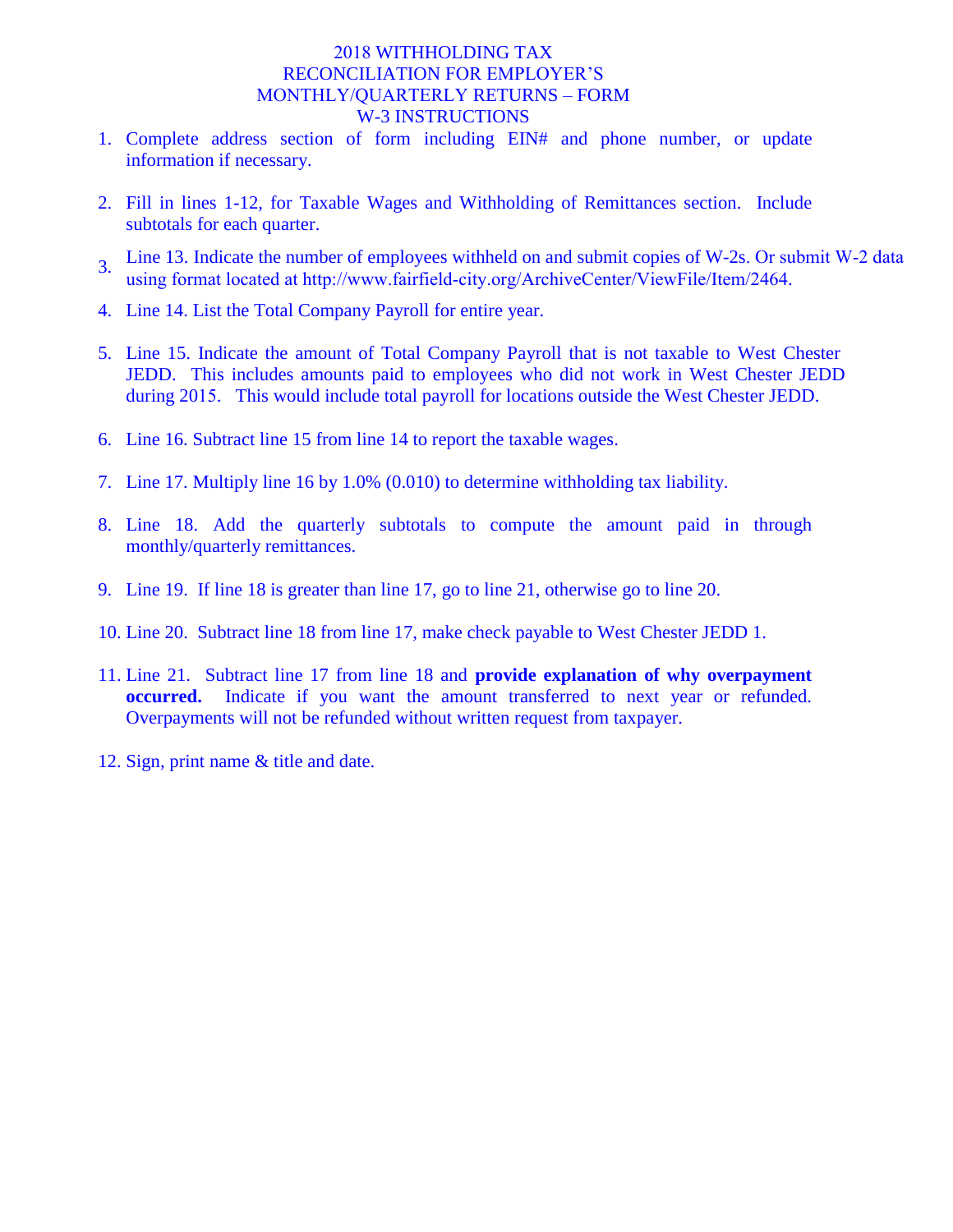# 2018 WITHHOLDING TAX RECONCILIATION FOR EMPLOYER'S MONTHLY/QUARTERLY RETURNS – FORM W-3 INSTRUCTIONS

1. Complete address section of form including EIN# and phone number, or update information if necessary.

2. Fill in lines 1-12, for Taxable Wages and Withholding of Remittances section. Include subtotals for each quarter.

3. Line 13. Indicate the number of employees withheld on and submit copies of W-2s. Or submit W-2 data using format located at http://www.fairfield-city.org/ArchiveCenter/ViewFile/Item/2464.

4. Line 14. List the Total Company Payroll for entire year.

5. Line 15. Indicate the amount of Total Company Payroll that is not taxable to West Chester JEDD. This includes amounts paid to employees who did not work in West Chester JEDD during 2015. This would include total payroll for locations outside the West Chester JEDD.

6. Line 16. Subtract line 15 from line 14 to report the taxable wages.

7. Line 17. Multiply line 16 by 1.0% (0.010) to determine withholding tax liability.

8. Line 18. Add the quarterly subtotals to compute the amount paid in through monthly/quarterly remittances.

9. Line 19. If line 18 is greater than line 17, go to line 21, otherwise go to line 20.

10. Line 20. Subtract line 18 from line 17, make check payable to West Chester JEDD 1.

11. Line 21. Subtract line 17 from line 18 and **provide explanation of why overpayment occurred.** Indicate if you want the amount transferred to next year or refunded. Overpayments will not be refunded without written request from taxpayer.

12. Sign, print name & title and date.